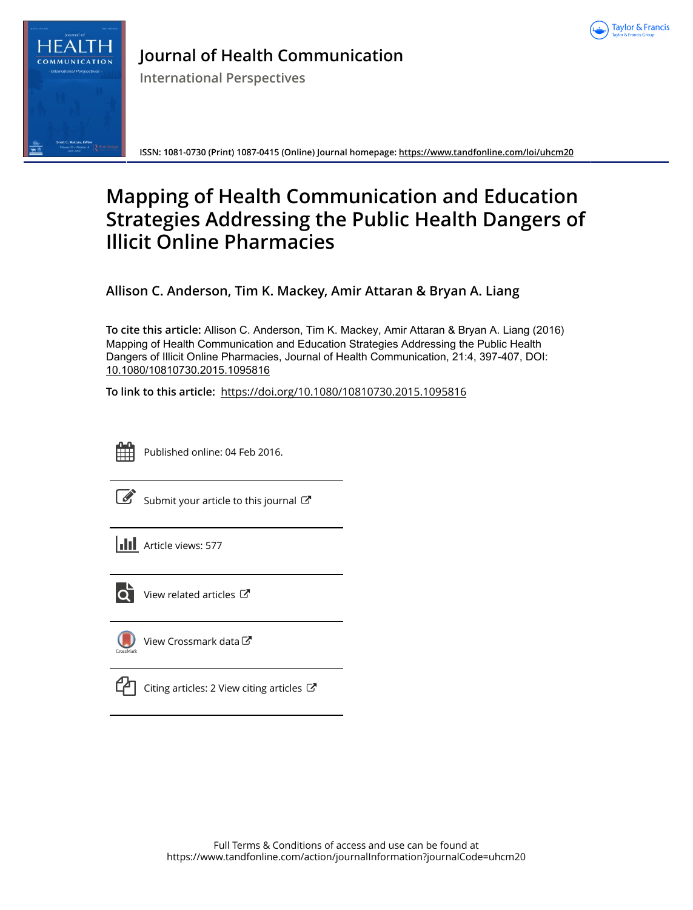# Journal of Health Communication

International Perspectives

ISSN: 1081-0730 (Print) 1087-0415 (Online) Journal homepage: https://www.tandfonline.com/loi/uhcm20

# Mapping of Health Communication and Education Strategies Addressing the Public Health Dangers of Illicit Online Pharmacies

**Allison C. Anderson, Tim K. Mackey, Amir Attaran & Bryan A. Liang**

**To cite this article:** Allison C. Anderson, Tim K. Mackey, Amir Attaran & Bryan A. Liang (2016) Mapping of Health Communication and Education Strategies Addressing the Public Health Dangers of Illicit Online Pharmacies, Journal of Health Communication, 21:4, 397-407, DOI: 10.1080/10810730.2015.1095816

**To link to this article:** https://doi.org/10.1080/10810730.2015.1095816

Published online: 04 Feb 2016.

Submit your article to this journal

Article views: 577

View related articles

View Crossmark data

Citing articles: 2 View citing articles

Full Terms & Conditions of access and use can be found at
https://www.tandfonline.com/action/journalInformation?journalCode=uhcm20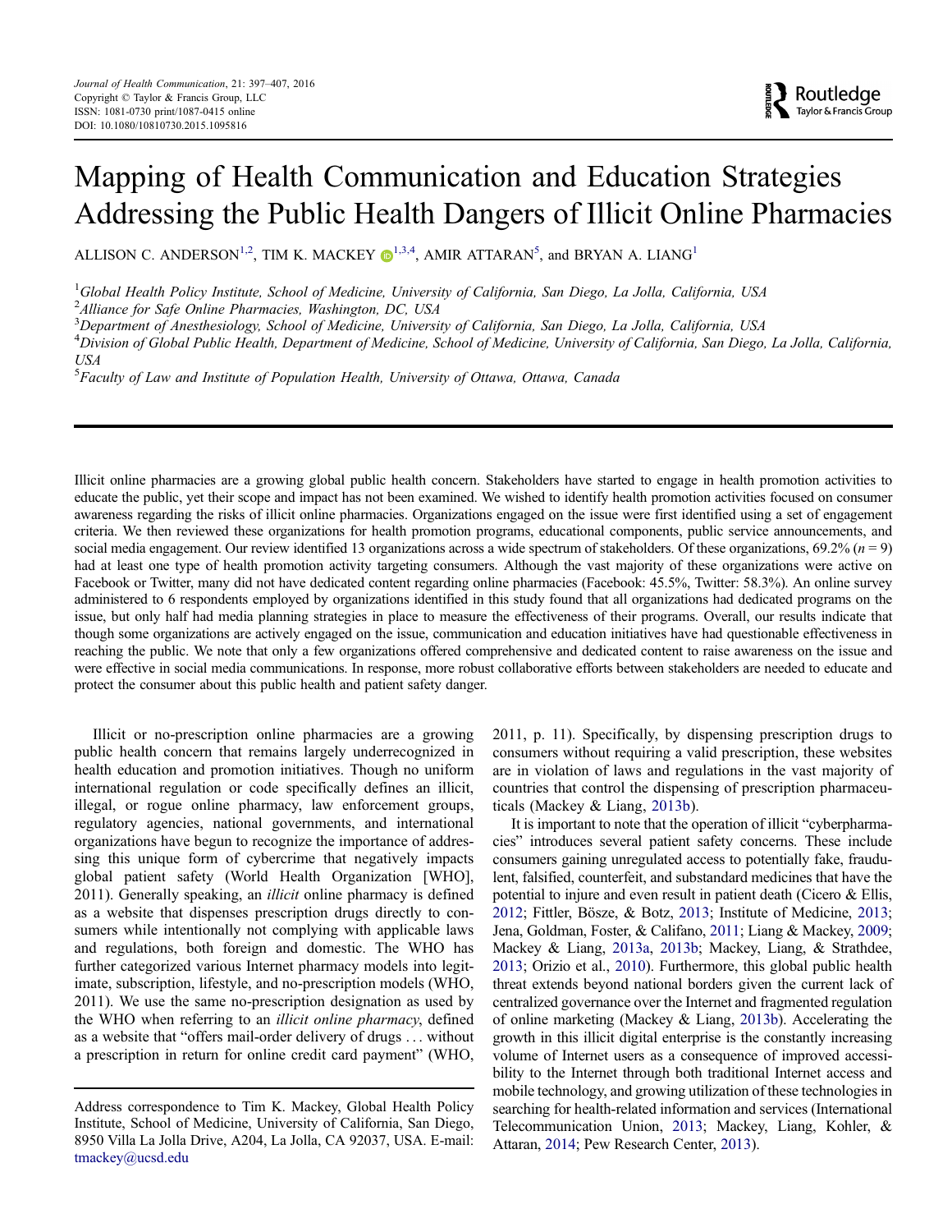# Mapping of Health Communication and Education Strategies Addressing the Public Health Dangers of Illicit Online Pharmacies

ALLISON C. ANDERSON[1,2], TIM K. MACKEY[1,3,4], AMIR ATTARAN[5], and BRYAN A. LIANG[1]

[1]*Global Health Policy Institute, School of Medicine, University of California, San Diego, La Jolla, California, USA*
[2]*Alliance for Safe Online Pharmacies, Washington, DC, USA*
[3]*Department of Anesthesiology, School of Medicine, University of California, San Diego, La Jolla, California, USA*
[4]*Division of Global Public Health, Department of Medicine, School of Medicine, University of California, San Diego, La Jolla, California, USA*
[5]*Faculty of Law and Institute of Population Health, University of Ottawa, Ottawa, Canada*

Illicit online pharmacies are a growing global public health concern. Stakeholders have started to engage in health promotion activities to educate the public, yet their scope and impact has not been examined. We wished to identify health promotion activities focused on consumer awareness regarding the risks of illicit online pharmacies. Organizations engaged on the issue were first identified using a set of engagement criteria. We then reviewed these organizations for health promotion programs, educational components, public service announcements, and social media engagement. Our review identified 13 organizations across a wide spectrum of stakeholders. Of these organizations, 69.2% ($n = 9$) had at least one type of health promotion activity targeting consumers. Although the vast majority of these organizations were active on Facebook or Twitter, many did not have dedicated content regarding online pharmacies (Facebook: 45.5%, Twitter: 58.3%). An online survey administered to 6 respondents employed by organizations identified in this study found that all organizations had dedicated programs on the issue, but only half had media planning strategies in place to measure the effectiveness of their programs. Overall, our results indicate that though some organizations are actively engaged on the issue, communication and education initiatives have had questionable effectiveness in reaching the public. We note that only a few organizations offered comprehensive and dedicated content to raise awareness on the issue and were effective in social media communications. In response, more robust collaborative efforts between stakeholders are needed to educate and protect the consumer about this public health and patient safety danger.

Illicit or no-prescription online pharmacies are a growing public health concern that remains largely underrecognized in health education and promotion initiatives. Though no uniform international regulation or code specifically defines an illicit, illegal, or rogue online pharmacy, law enforcement groups, regulatory agencies, national governments, and international organizations have begun to recognize the importance of addressing this unique form of cybercrime that negatively impacts global patient safety (World Health Organization [WHO], 2011). Generally speaking, an *illicit* online pharmacy is defined as a website that dispenses prescription drugs directly to consumers while intentionally not complying with applicable laws and regulations, both foreign and domestic. The WHO has further categorized various Internet pharmacy models into legitimate, subscription, lifestyle, and no-prescription models (WHO, 2011). We use the same no-prescription designation as used by the WHO when referring to an *illicit online pharmacy*, defined as a website that "offers mail-order delivery of drugs … without a prescription in return for online credit card payment" (WHO, 2011, p. 11). Specifically, by dispensing prescription drugs to consumers without requiring a valid prescription, these websites are in violation of laws and regulations in the vast majority of countries that control the dispensing of prescription pharmaceuticals (Mackey & Liang, 2013b).

It is important to note that the operation of illicit "cyberpharmacies" introduces several patient safety concerns. These include consumers gaining unregulated access to potentially fake, fraudulent, falsified, counterfeit, and substandard medicines that have the potential to injure and even result in patient death (Cicero & Ellis, 2012; Fittler, Bösze, & Botz, 2013; Institute of Medicine, 2013; Jena, Goldman, Foster, & Califano, 2011; Liang & Mackey, 2009; Mackey & Liang, 2013a, 2013b; Mackey, Liang, & Strathdee, 2013; Orizio et al., 2010). Furthermore, this global public health threat extends beyond national borders given the current lack of centralized governance over the Internet and fragmented regulation of online marketing (Mackey & Liang, 2013b). Accelerating the growth in this illicit digital enterprise is the constantly increasing volume of Internet users as a consequence of improved accessibility to the Internet through both traditional Internet access and mobile technology, and growing utilization of these technologies in searching for health-related information and services (International Telecommunication Union, 2013; Mackey, Liang, Kohler, & Attaran, 2014; Pew Research Center, 2013).

Address correspondence to Tim K. Mackey, Global Health Policy Institute, School of Medicine, University of California, San Diego, 8950 Villa La Jolla Drive, A204, La Jolla, CA 92037, USA. E-mail: tmackey@ucsd.edu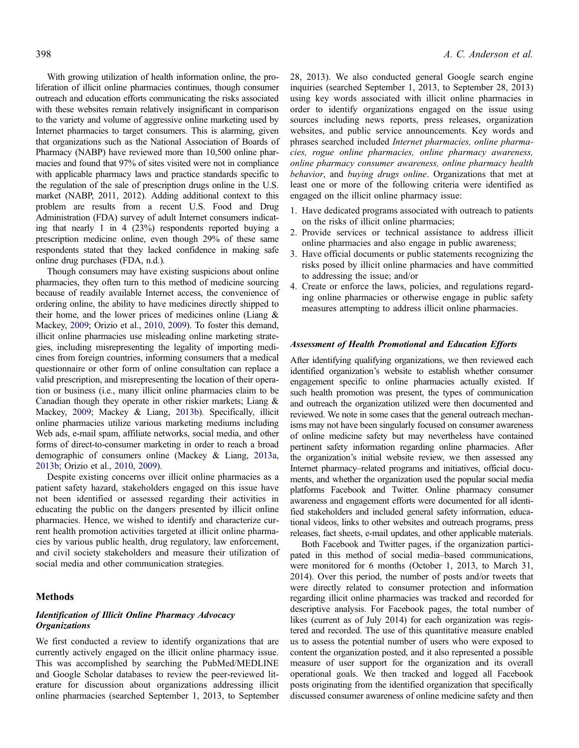With growing utilization of health information online, the proliferation of illicit online pharmacies continues, though consumer outreach and education efforts communicating the risks associated with these websites remain relatively insignificant in comparison to the variety and volume of aggressive online marketing used by Internet pharmacies to target consumers. This is alarming, given that organizations such as the National Association of Boards of Pharmacy (NABP) have reviewed more than 10,500 online pharmacies and found that 97% of sites visited were not in compliance with applicable pharmacy laws and practice standards specific to the regulation of the sale of prescription drugs online in the U.S. market (NABP, 2011, 2012). Adding additional context to this problem are results from a recent U.S. Food and Drug Administration (FDA) survey of adult Internet consumers indicating that nearly 1 in 4 (23%) respondents reported buying a prescription medicine online, even though 29% of these same respondents stated that they lacked confidence in making safe online drug purchases (FDA, n.d.).

Though consumers may have existing suspicions about online pharmacies, they often turn to this method of medicine sourcing because of readily available Internet access, the convenience of ordering online, the ability to have medicines directly shipped to their home, and the lower prices of medicines online (Liang & Mackey, 2009; Orizio et al., 2010, 2009). To foster this demand, illicit online pharmacies use misleading online marketing strategies, including misrepresenting the legality of importing medicines from foreign countries, informing consumers that a medical questionnaire or other form of online consultation can replace a valid prescription, and misrepresenting the location of their operation or business (i.e., many illicit online pharmacies claim to be Canadian though they operate in other riskier markets; Liang & Mackey, 2009; Mackey & Liang, 2013b). Specifically, illicit online pharmacies utilize various marketing mediums including Web ads, e-mail spam, affiliate networks, social media, and other forms of direct-to-consumer marketing in order to reach a broad demographic of consumers online (Mackey & Liang, 2013a, 2013b; Orizio et al., 2010, 2009).

Despite existing concerns over illicit online pharmacies as a patient safety hazard, stakeholders engaged on this issue have not been identified or assessed regarding their activities in educating the public on the dangers presented by illicit online pharmacies. Hence, we wished to identify and characterize current health promotion activities targeted at illicit online pharmacies by various public health, drug regulatory, law enforcement, and civil society stakeholders and measure their utilization of social media and other communication strategies.

## Methods

### Identification of Illicit Online Pharmacy Advocacy Organizations

We first conducted a review to identify organizations that are currently actively engaged on the illicit online pharmacy issue. This was accomplished by searching the PubMed/MEDLINE and Google Scholar databases to review the peer-reviewed literature for discussion about organizations addressing illicit online pharmacies (searched September 1, 2013, to September 28, 2013). We also conducted general Google search engine inquiries (searched September 1, 2013, to September 28, 2013) using key words associated with illicit online pharmacies in order to identify organizations engaged on the issue using sources including news reports, press releases, organization websites, and public service announcements. Key words and phrases searched included *Internet pharmacies, online pharmacies, rogue online pharmacies, online pharmacy awareness, online pharmacy consumer awareness, online pharmacy health behavior*, and *buying drugs online*. Organizations that met at least one or more of the following criteria were identified as engaged on the illicit online pharmacy issue:

1. Have dedicated programs associated with outreach to patients on the risks of illicit online pharmacies;
2. Provide services or technical assistance to address illicit online pharmacies and also engage in public awareness;
3. Have official documents or public statements recognizing the risks posed by illicit online pharmacies and have committed to addressing the issue; and/or
4. Create or enforce the laws, policies, and regulations regarding online pharmacies or otherwise engage in public safety measures attempting to address illicit online pharmacies.

### Assessment of Health Promotional and Education Efforts

After identifying qualifying organizations, we then reviewed each identified organization's website to establish whether consumer engagement specific to online pharmacies actually existed. If such health promotion was present, the types of communication and outreach the organization utilized were then documented and reviewed. We note in some cases that the general outreach mechanisms may not have been singularly focused on consumer awareness of online medicine safety but may nevertheless have contained pertinent safety information regarding online pharmacies. After the organization's initial website review, we then assessed any Internet pharmacy–related programs and initiatives, official documents, and whether the organization used the popular social media platforms Facebook and Twitter. Online pharmacy consumer awareness and engagement efforts were documented for all identified stakeholders and included general safety information, educational videos, links to other websites and outreach programs, press releases, fact sheets, e-mail updates, and other applicable materials.

Both Facebook and Twitter pages, if the organization participated in this method of social media–based communications, were monitored for 6 months (October 1, 2013, to March 31, 2014). Over this period, the number of posts and/or tweets that were directly related to consumer protection and information regarding illicit online pharmacies was tracked and recorded for descriptive analysis. For Facebook pages, the total number of likes (current as of July 2014) for each organization was registered and recorded. The use of this quantitative measure enabled us to assess the potential number of users who were exposed to content the organization posted, and it also represented a possible measure of user support for the organization and its overall operational goals. We then tracked and logged all Facebook posts originating from the identified organization that specifically discussed consumer awareness of online medicine safety and then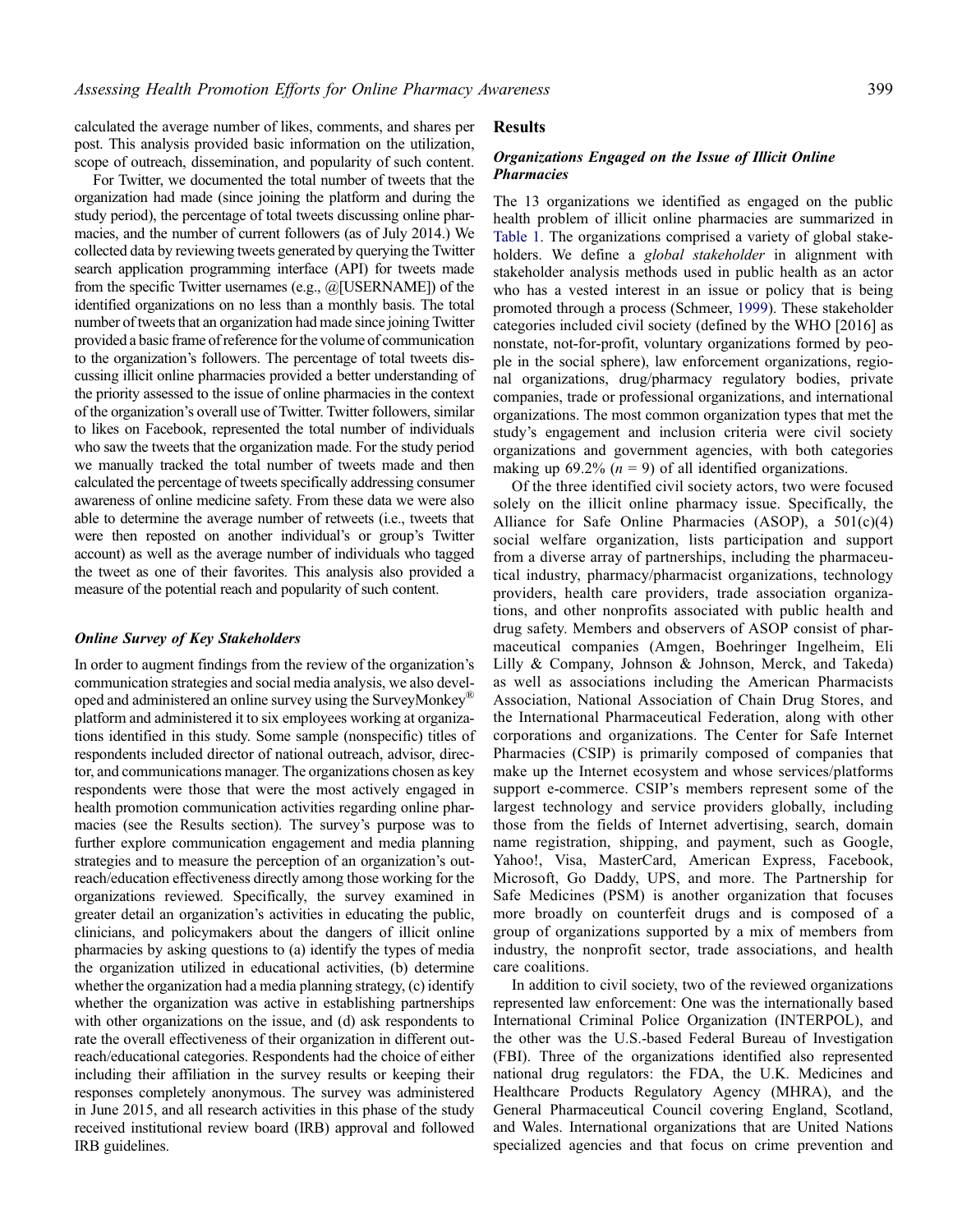calculated the average number of likes, comments, and shares per post. This analysis provided basic information on the utilization, scope of outreach, dissemination, and popularity of such content.

For Twitter, we documented the total number of tweets that the organization had made (since joining the platform and during the study period), the percentage of total tweets discussing online pharmacies, and the number of current followers (as of July 2014.) We collected data by reviewing tweets generated by querying the Twitter search application programming interface (API) for tweets made from the specific Twitter usernames (e.g., @[USERNAME]) of the identified organizations on no less than a monthly basis. The total number of tweets that an organization had made since joining Twitter provided a basic frame of reference for the volume of communication to the organization's followers. The percentage of total tweets discussing illicit online pharmacies provided a better understanding of the priority assessed to the issue of online pharmacies in the context of the organization's overall use of Twitter. Twitter followers, similar to likes on Facebook, represented the total number of individuals who saw the tweets that the organization made. For the study period we manually tracked the total number of tweets made and then calculated the percentage of tweets specifically addressing consumer awareness of online medicine safety. From these data we were also able to determine the average number of retweets (i.e., tweets that were then reposted on another individual's or group's Twitter account) as well as the average number of individuals who tagged the tweet as one of their favorites. This analysis also provided a measure of the potential reach and popularity of such content.

### *Online Survey of Key Stakeholders*

In order to augment findings from the review of the organization's communication strategies and social media analysis, we also developed and administered an online survey using the SurveyMonkey® platform and administered it to six employees working at organizations identified in this study. Some sample (nonspecific) titles of respondents included director of national outreach, advisor, director, and communications manager. The organizations chosen as key respondents were those that were the most actively engaged in health promotion communication activities regarding online pharmacies (see the Results section). The survey's purpose was to further explore communication engagement and media planning strategies and to measure the perception of an organization's outreach/education effectiveness directly among those working for the organizations reviewed. Specifically, the survey examined in greater detail an organization's activities in educating the public, clinicians, and policymakers about the dangers of illicit online pharmacies by asking questions to (a) identify the types of media the organization utilized in educational activities, (b) determine whether the organization had a media planning strategy, (c) identify whether the organization was active in establishing partnerships with other organizations on the issue, and (d) ask respondents to rate the overall effectiveness of their organization in different outreach/educational categories. Respondents had the choice of either including their affiliation in the survey results or keeping their responses completely anonymous. The survey was administered in June 2015, and all research activities in this phase of the study received institutional review board (IRB) approval and followed IRB guidelines.

## Results

### *Organizations Engaged on the Issue of Illicit Online Pharmacies*

The 13 organizations we identified as engaged on the public health problem of illicit online pharmacies are summarized in Table 1. The organizations comprised a variety of global stakeholders. We define a *global stakeholder* in alignment with stakeholder analysis methods used in public health as an actor who has a vested interest in an issue or policy that is being promoted through a process (Schmeer, 1999). These stakeholder categories included civil society (defined by the WHO [2016] as nonstate, not-for-profit, voluntary organizations formed by people in the social sphere), law enforcement organizations, regional organizations, drug/pharmacy regulatory bodies, private companies, trade or professional organizations, and international organizations. The most common organization types that met the study's engagement and inclusion criteria were civil society organizations and government agencies, with both categories making up 69.2% ($n$ = 9) of all identified organizations.

Of the three identified civil society actors, two were focused solely on the illicit online pharmacy issue. Specifically, the Alliance for Safe Online Pharmacies (ASOP), a 501(c)(4) social welfare organization, lists participation and support from a diverse array of partnerships, including the pharmaceutical industry, pharmacy/pharmacist organizations, technology providers, health care providers, trade association organizations, and other nonprofits associated with public health and drug safety. Members and observers of ASOP consist of pharmaceutical companies (Amgen, Boehringer Ingelheim, Eli Lilly & Company, Johnson & Johnson, Merck, and Takeda) as well as associations including the American Pharmacists Association, National Association of Chain Drug Stores, and the International Pharmaceutical Federation, along with other corporations and organizations. The Center for Safe Internet Pharmacies (CSIP) is primarily composed of companies that make up the Internet ecosystem and whose services/platforms support e-commerce. CSIP's members represent some of the largest technology and service providers globally, including those from the fields of Internet advertising, search, domain name registration, shipping, and payment, such as Google, Yahoo!, Visa, MasterCard, American Express, Facebook, Microsoft, Go Daddy, UPS, and more. The Partnership for Safe Medicines (PSM) is another organization that focuses more broadly on counterfeit drugs and is composed of a group of organizations supported by a mix of members from industry, the nonprofit sector, trade associations, and health care coalitions.

In addition to civil society, two of the reviewed organizations represented law enforcement: One was the internationally based International Criminal Police Organization (INTERPOL), and the other was the U.S.-based Federal Bureau of Investigation (FBI). Three of the organizations identified also represented national drug regulators: the FDA, the U.K. Medicines and Healthcare Products Regulatory Agency (MHRA), and the General Pharmaceutical Council covering England, Scotland, and Wales. International organizations that are United Nations specialized agencies and that focus on crime prevention and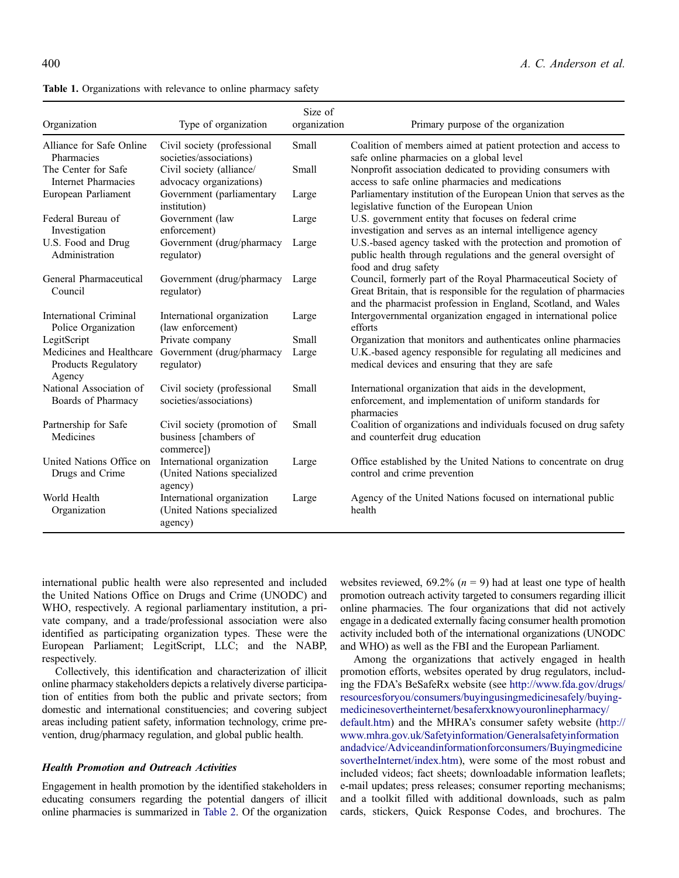Table 1. Organizations with relevance to online pharmacy safety

| Organization | Type of organization | Size of organization | Primary purpose of the organization |
|---|---|---|---|
| Alliance for Safe Online Pharmacies | Civil society (professional societies/associations) | Small | Coalition of members aimed at patient protection and access to safe online pharmacies on a global level |
| The Center for Safe Internet Pharmacies | Civil society (alliance/advocacy organizations) | Small | Nonprofit association dedicated to providing consumers with access to safe online pharmacies and medications |
| European Parliament | Government (parliamentary institution) | Large | Parliamentary institution of the European Union that serves as the legislative function of the European Union |
| Federal Bureau of Investigation | Government (law enforcement) | Large | U.S. government entity that focuses on federal crime investigation and serves as an internal intelligence agency |
| U.S. Food and Drug Administration | Government (drug/pharmacy regulator) | Large | U.S.-based agency tasked with the protection and promotion of public health through regulations and the general oversight of food and drug safety |
| General Pharmaceutical Council | Government (drug/pharmacy regulator) | Large | Council, formerly part of the Royal Pharmaceutical Society of Great Britain, that is responsible for the regulation of pharmacies and the pharmacist profession in England, Scotland, and Wales |
| International Criminal Police Organization | International organization (law enforcement) | Large | Intergovernmental organization engaged in international police efforts |
| LegitScript | Private company | Small | Organization that monitors and authenticates online pharmacies |
| Medicines and Healthcare Products Regulatory Agency | Government (drug/pharmacy regulator) | Large | U.K.-based agency responsible for regulating all medicines and medical devices and ensuring that they are safe |
| National Association of Boards of Pharmacy | Civil society (professional societies/associations) | Small | International organization that aids in the development, enforcement, and implementation of uniform standards for pharmacies |
| Partnership for Safe Medicines | Civil society (promotion of business [chambers of commerce]) | Small | Coalition of organizations and individuals focused on drug safety and counterfeit drug education |
| United Nations Office on Drugs and Crime | International organization (United Nations specialized agency) | Large | Office established by the United Nations to concentrate on drug control and crime prevention |
| World Health Organization | International organization (United Nations specialized agency) | Large | Agency of the United Nations focused on international public health |

international public health were also represented and included the United Nations Office on Drugs and Crime (UNODC) and WHO, respectively. A regional parliamentary institution, a private company, and a trade/professional association were also identified as participating organization types. These were the European Parliament; LegitScript, LLC; and the NABP, respectively.

Collectively, this identification and characterization of illicit online pharmacy stakeholders depicts a relatively diverse participation of entities from both the public and private sectors; from domestic and international constituencies; and covering subject areas including patient safety, information technology, crime prevention, drug/pharmacy regulation, and global public health.

### *Health Promotion and Outreach Activities*

Engagement in health promotion by the identified stakeholders in educating consumers regarding the potential dangers of illicit online pharmacies is summarized in Table 2. Of the organization websites reviewed, 69.2% ($n$ = 9) had at least one type of health promotion outreach activity targeted to consumers regarding illicit online pharmacies. The four organizations that did not actively engage in a dedicated externally facing consumer health promotion activity included both of the international organizations (UNODC and WHO) as well as the FBI and the European Parliament.

Among the organizations that actively engaged in health promotion efforts, websites operated by drug regulators, including the FDA's BeSafeRx website (see http://www.fda.gov/drugs/resourcesforyou/consumers/buyingusingmedicinesafely/buying-medicinesovertheinternet/besaferxknowyouronlinepharmacy/default.htm) and the MHRA's consumer safety website (http://www.mhra.gov.uk/Safetyinformation/Generalsafetyinformationandadvice/Adviceandinformationforconsumers/BuyingmedicinesovertheInternet/index.htm), were some of the most robust and included videos; fact sheets; downloadable information leaflets; e-mail updates; press releases; consumer reporting mechanisms; and a toolkit filled with additional downloads, such as palm cards, stickers, Quick Response Codes, and brochures. The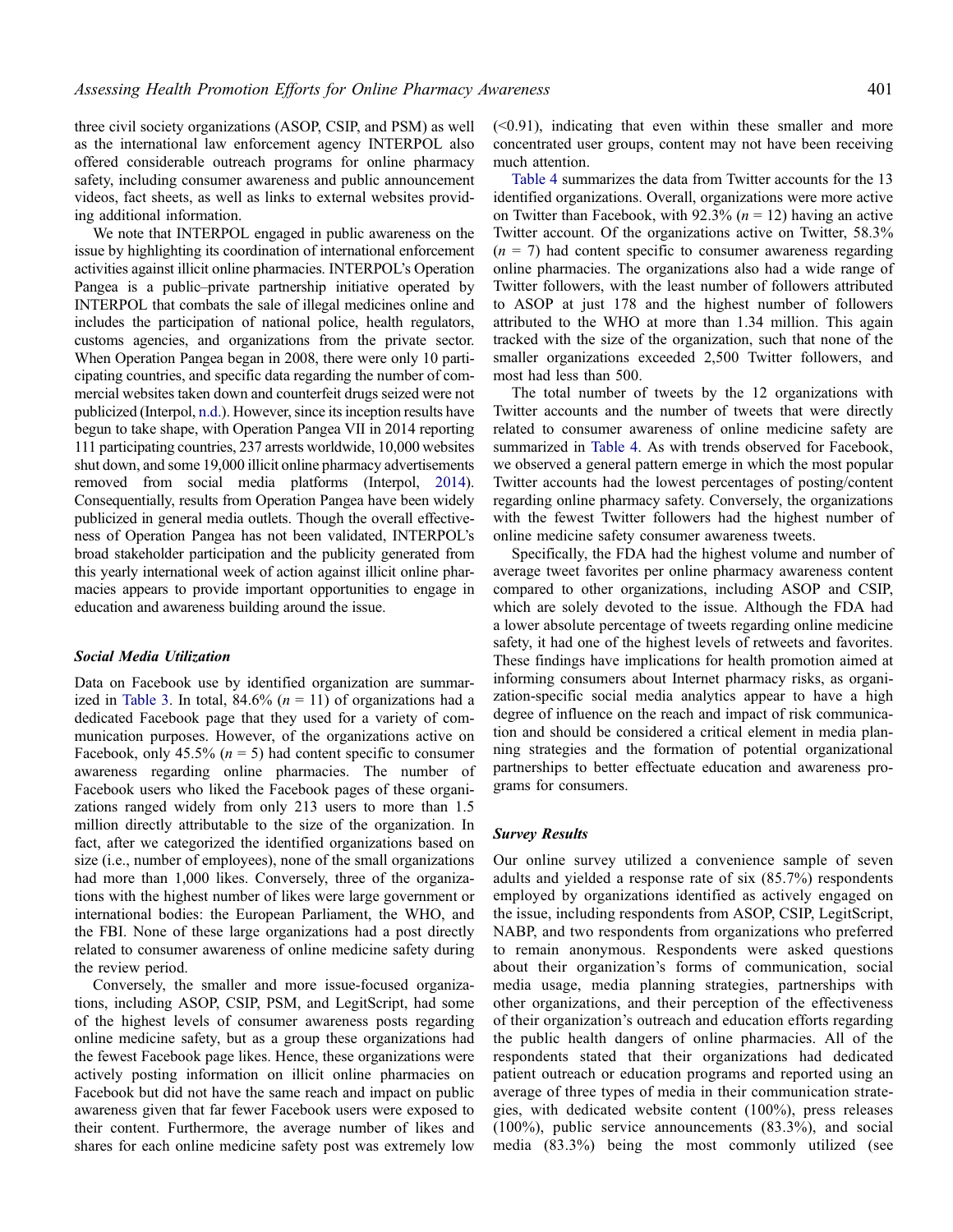three civil society organizations (ASOP, CSIP, and PSM) as well as the international law enforcement agency INTERPOL also offered considerable outreach programs for online pharmacy safety, including consumer awareness and public announcement videos, fact sheets, as well as links to external websites providing additional information.

We note that INTERPOL engaged in public awareness on the issue by highlighting its coordination of international enforcement activities against illicit online pharmacies. INTERPOL's Operation Pangea is a public–private partnership initiative operated by INTERPOL that combats the sale of illegal medicines online and includes the participation of national police, health regulators, customs agencies, and organizations from the private sector. When Operation Pangea began in 2008, there were only 10 participating countries, and specific data regarding the number of commercial websites taken down and counterfeit drugs seized were not publicized (Interpol, n.d.). However, since its inception results have begun to take shape, with Operation Pangea VII in 2014 reporting 111 participating countries, 237 arrests worldwide, 10,000 websites shut down, and some 19,000 illicit online pharmacy advertisements removed from social media platforms (Interpol, 2014). Consequentially, results from Operation Pangea have been widely publicized in general media outlets. Though the overall effectiveness of Operation Pangea has not been validated, INTERPOL's broad stakeholder participation and the publicity generated from this yearly international week of action against illicit online pharmacies appears to provide important opportunities to engage in education and awareness building around the issue.

### *Social Media Utilization*

Data on Facebook use by identified organization are summarized in Table 3. In total, 84.6% ($n$ = 11) of organizations had a dedicated Facebook page that they used for a variety of communication purposes. However, of the organizations active on Facebook, only 45.5% ($n$ = 5) had content specific to consumer awareness regarding online pharmacies. The number of Facebook users who liked the Facebook pages of these organizations ranged widely from only 213 users to more than 1.5 million directly attributable to the size of the organization. In fact, after we categorized the identified organizations based on size (i.e., number of employees), none of the small organizations had more than 1,000 likes. Conversely, three of the organizations with the highest number of likes were large government or international bodies: the European Parliament, the WHO, and the FBI. None of these large organizations had a post directly related to consumer awareness of online medicine safety during the review period.

Conversely, the smaller and more issue-focused organizations, including ASOP, CSIP, PSM, and LegitScript, had some of the highest levels of consumer awareness posts regarding online medicine safety, but as a group these organizations had the fewest Facebook page likes. Hence, these organizations were actively posting information on illicit online pharmacies on Facebook but did not have the same reach and impact on public awareness given that far fewer Facebook users were exposed to their content. Furthermore, the average number of likes and shares for each online medicine safety post was extremely low (<0.91), indicating that even within these smaller and more concentrated user groups, content may not have been receiving much attention.

Table 4 summarizes the data from Twitter accounts for the 13 identified organizations. Overall, organizations were more active on Twitter than Facebook, with 92.3% ($n$ = 12) having an active Twitter account. Of the organizations active on Twitter, 58.3% ($n$ = 7) had content specific to consumer awareness regarding online pharmacies. The organizations also had a wide range of Twitter followers, with the least number of followers attributed to ASOP at just 178 and the highest number of followers attributed to the WHO at more than 1.34 million. This again tracked with the size of the organization, such that none of the smaller organizations exceeded 2,500 Twitter followers, and most had less than 500.

The total number of tweets by the 12 organizations with Twitter accounts and the number of tweets that were directly related to consumer awareness of online medicine safety are summarized in Table 4. As with trends observed for Facebook, we observed a general pattern emerge in which the most popular Twitter accounts had the lowest percentages of posting/content regarding online pharmacy safety. Conversely, the organizations with the fewest Twitter followers had the highest number of online medicine safety consumer awareness tweets.

Specifically, the FDA had the highest volume and number of average tweet favorites per online pharmacy awareness content compared to other organizations, including ASOP and CSIP, which are solely devoted to the issue. Although the FDA had a lower absolute percentage of tweets regarding online medicine safety, it had one of the highest levels of retweets and favorites. These findings have implications for health promotion aimed at informing consumers about Internet pharmacy risks, as organization-specific social media analytics appear to have a high degree of influence on the reach and impact of risk communication and should be considered a critical element in media planning strategies and the formation of potential organizational partnerships to better effectuate education and awareness programs for consumers.

### *Survey Results*

Our online survey utilized a convenience sample of seven adults and yielded a response rate of six (85.7%) respondents employed by organizations identified as actively engaged on the issue, including respondents from ASOP, CSIP, LegitScript, NABP, and two respondents from organizations who preferred to remain anonymous. Respondents were asked questions about their organization's forms of communication, social media usage, media planning strategies, partnerships with other organizations, and their perception of the effectiveness of their organization's outreach and education efforts regarding the public health dangers of online pharmacies. All of the respondents stated that their organizations had dedicated patient outreach or education programs and reported using an average of three types of media in their communication strategies, with dedicated website content (100%), press releases (100%), public service announcements (83.3%), and social media (83.3%) being the most commonly utilized (see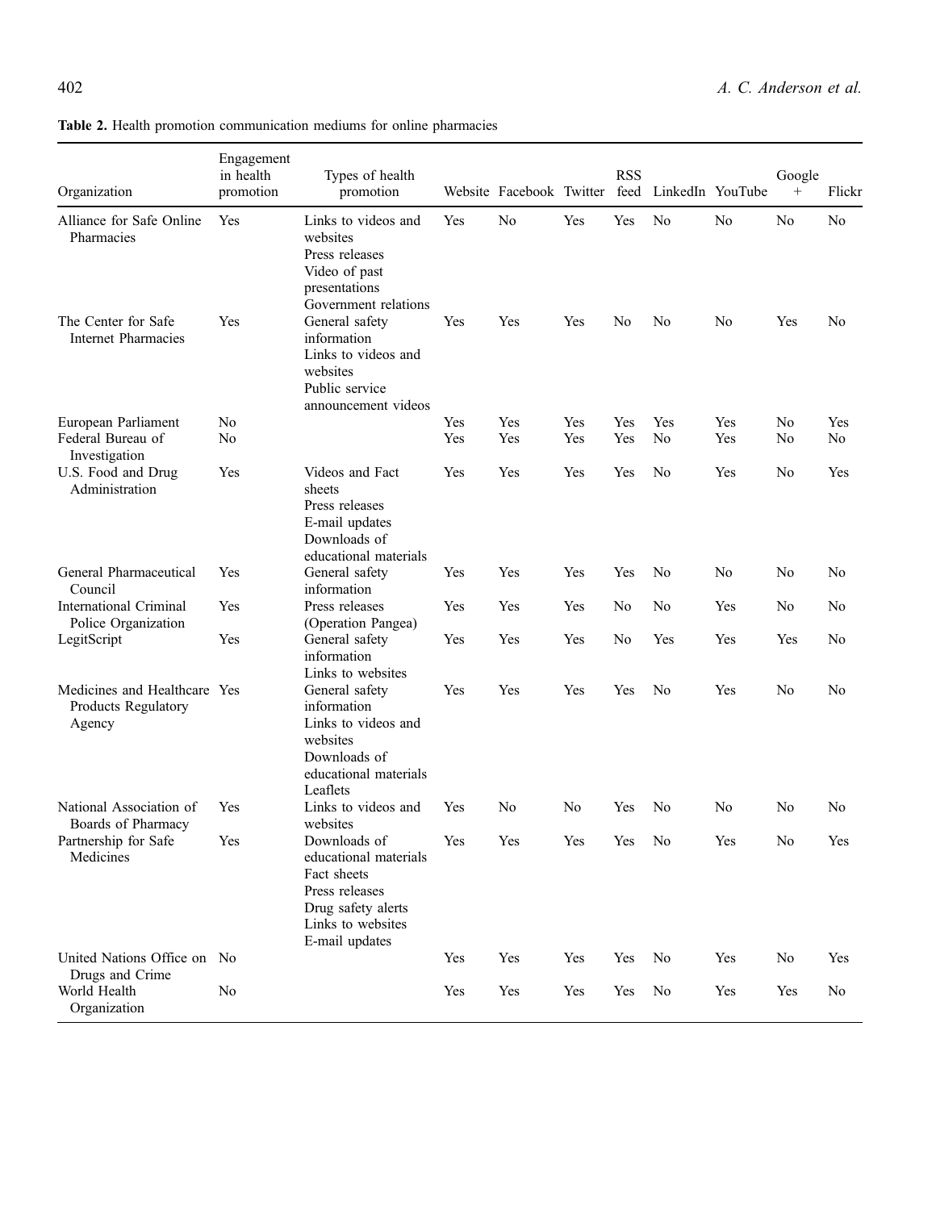**Table 2.** Health promotion communication mediums for online pharmacies

| Organization | Engagement in health promotion | Types of health promotion | Website | Facebook | Twitter | RSS feed | LinkedIn | YouTube | Google + | Flickr |
|---|---|---|---|---|---|---|---|---|---|---|
| Alliance for Safe Online Pharmacies | Yes | Links to videos and websites<br>Press releases<br>Video of past presentations<br>Government relations | Yes | No | Yes | Yes | No | No | No | No |
| The Center for Safe Internet Pharmacies | Yes | General safety information<br>Links to videos and websites<br>Public service announcement videos | Yes | Yes | Yes | No | No | No | Yes | No |
| European Parliament | No | | Yes | Yes | Yes | Yes | Yes | Yes | No | Yes |
| Federal Bureau of Investigation | No | | Yes | Yes | Yes | Yes | No | Yes | No | No |
| U.S. Food and Drug Administration | Yes | Videos and Fact sheets<br>Press releases<br>E-mail updates<br>Downloads of educational materials | Yes | Yes | Yes | Yes | No | Yes | No | Yes |
| General Pharmaceutical Council | Yes | General safety information | Yes | Yes | Yes | Yes | No | No | No | No |
| International Criminal Police Organization | Yes | Press releases (Operation Pangea) | Yes | Yes | Yes | No | No | Yes | No | No |
| LegitScript | Yes | General safety information<br>Links to websites | Yes | Yes | Yes | No | Yes | Yes | Yes | No |
| Medicines and Healthcare Products Regulatory Agency | Yes | General safety information<br>Links to videos and websites<br>Downloads of educational materials<br>Leaflets | Yes | Yes | Yes | Yes | No | Yes | No | No |
| National Association of Boards of Pharmacy | Yes | Links to videos and websites | Yes | No | No | Yes | No | No | No | No |
| Partnership for Safe Medicines | Yes | Downloads of educational materials<br>Fact sheets<br>Press releases<br>Drug safety alerts<br>Links to websites<br>E-mail updates | Yes | Yes | Yes | Yes | No | Yes | No | Yes |
| United Nations Office on Drugs and Crime | No | | Yes | Yes | Yes | Yes | No | Yes | No | Yes |
| World Health Organization | No | | Yes | Yes | Yes | Yes | No | Yes | Yes | No |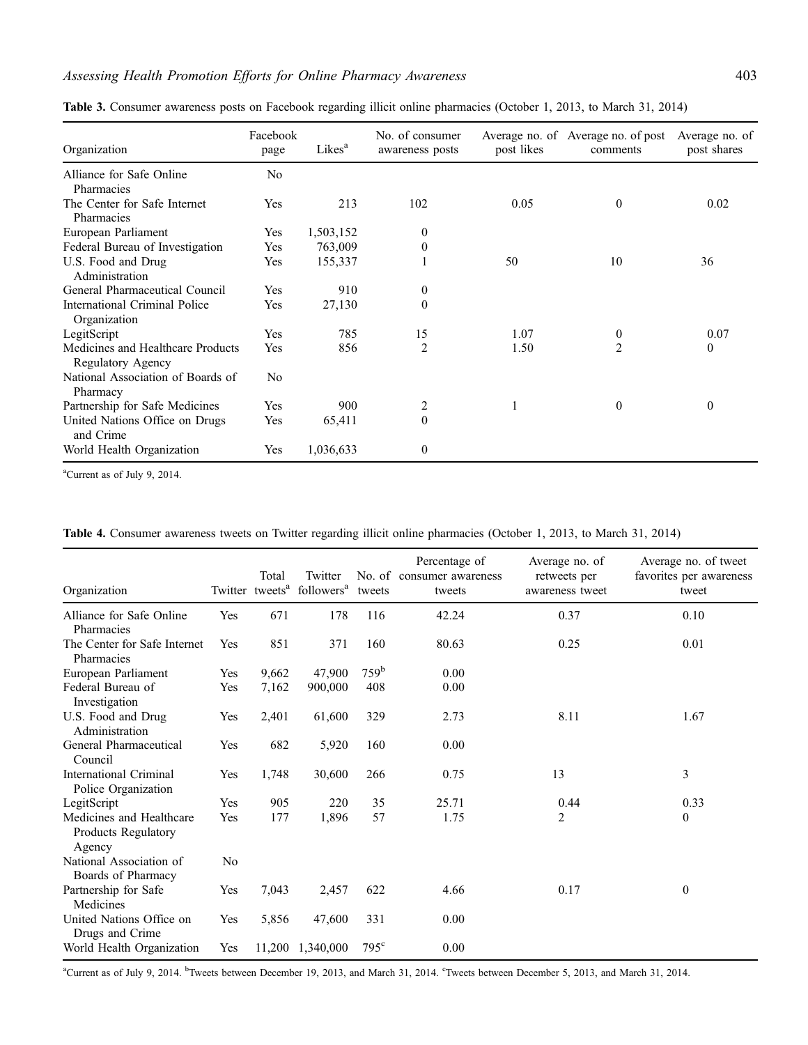**Table 3.** Consumer awareness posts on Facebook regarding illicit online pharmacies (October 1, 2013, to March 31, 2014)

| Organization | Facebook page | Likes[a] | No. of consumer awareness posts | Average no. of post likes | Average no. of post comments | Average no. of post shares |
|---|---|---|---|---|---|---|
| Alliance for Safe Online Pharmacies | No | | | | | |
| The Center for Safe Internet Pharmacies | Yes | 213 | 102 | 0.05 | 0 | 0.02 |
| European Parliament | Yes | 1,503,152 | 0 | | | |
| Federal Bureau of Investigation | Yes | 763,009 | 0 | | | |
| U.S. Food and Drug Administration | Yes | 155,337 | 1 | 50 | 10 | 36 |
| General Pharmaceutical Council | Yes | 910 | 0 | | | |
| International Criminal Police Organization | Yes | 27,130 | 0 | | | |
| LegitScript | Yes | 785 | 15 | 1.07 | 0 | 0.07 |
| Medicines and Healthcare Products Regulatory Agency | Yes | 856 | 2 | 1.50 | 2 | 0 |
| National Association of Boards of Pharmacy | No | | | | | |
| Partnership for Safe Medicines | Yes | 900 | 2 | 1 | 0 | 0 |
| United Nations Office on Drugs and Crime | Yes | 65,411 | 0 | | | |
| World Health Organization | Yes | 1,036,633 | 0 | | | |

[a]Current as of July 9, 2014.

**Table 4.** Consumer awareness tweets on Twitter regarding illicit online pharmacies (October 1, 2013, to March 31, 2014)

| Organization | Twitter | Total tweets[a] | Twitter followers[a] | No. of tweets | Percentage of consumer awareness tweets | Average no. of retweets per awareness tweet | Average no. of tweet favorites per awareness tweet |
|---|---|---|---|---|---|---|---|
| Alliance for Safe Online Pharmacies | Yes | 671 | 178 | 116 | 42.24 | 0.37 | 0.10 |
| The Center for Safe Internet Pharmacies | Yes | 851 | 371 | 160 | 80.63 | 0.25 | 0.01 |
| European Parliament | Yes | 9,662 | 47,900 | 759[b] | 0.00 | | |
| Federal Bureau of Investigation | Yes | 7,162 | 900,000 | 408 | 0.00 | | |
| U.S. Food and Drug Administration | Yes | 2,401 | 61,600 | 329 | 2.73 | 8.11 | 1.67 |
| General Pharmaceutical Council | Yes | 682 | 5,920 | 160 | 0.00 | | |
| International Criminal Police Organization | Yes | 1,748 | 30,600 | 266 | 0.75 | 13 | 3 |
| LegitScript | Yes | 905 | 220 | 35 | 25.71 | 0.44 | 0.33 |
| Medicines and Healthcare Products Regulatory Agency | Yes | 177 | 1,896 | 57 | 1.75 | 2 | 0 |
| National Association of Boards of Pharmacy | No | | | | | | |
| Partnership for Safe Medicines | Yes | 7,043 | 2,457 | 622 | 4.66 | 0.17 | 0 |
| United Nations Office on Drugs and Crime | Yes | 5,856 | 47,600 | 331 | 0.00 | | |
| World Health Organization | Yes | 11,200 | 1,340,000 | 795[c] | 0.00 | | |

[a]Current as of July 9, 2014. [b]Tweets between December 19, 2013, and March 31, 2014. [c]Tweets between December 5, 2013, and March 31, 2014.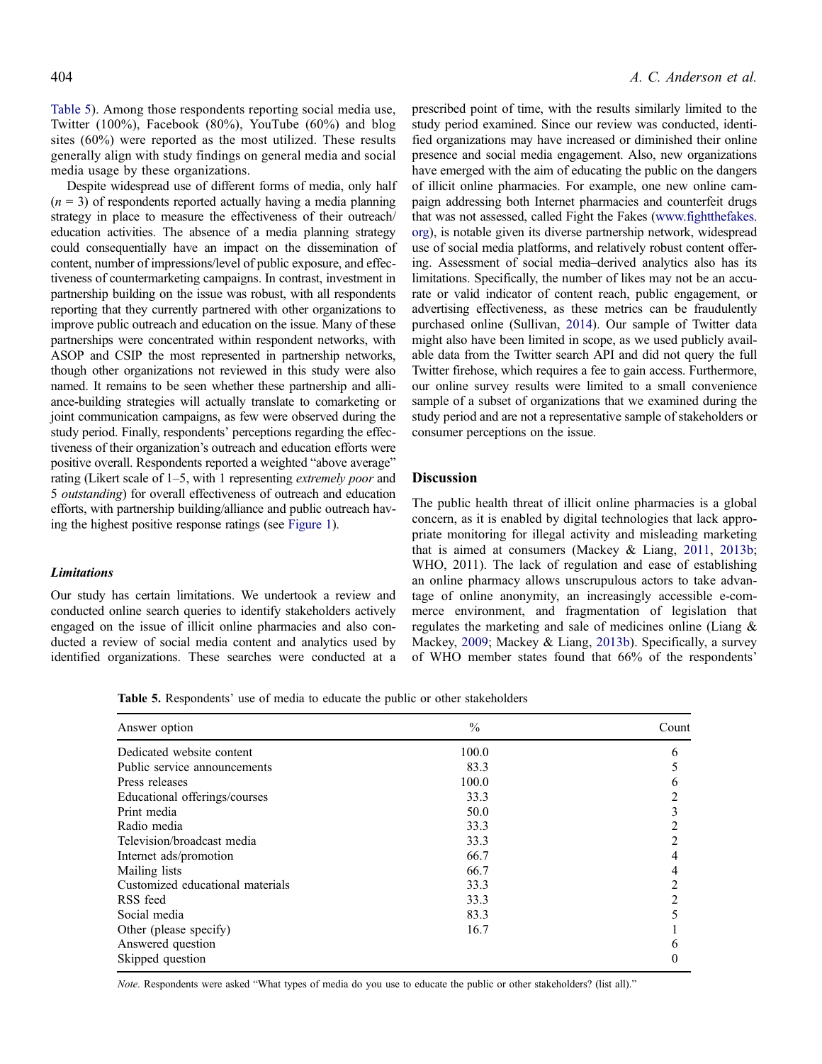Table 5). Among those respondents reporting social media use, Twitter (100%), Facebook (80%), YouTube (60%) and blog sites (60%) were reported as the most utilized. These results generally align with study findings on general media and social media usage by these organizations.

Despite widespread use of different forms of media, only half ($n = 3$) of respondents reported actually having a media planning strategy in place to measure the effectiveness of their outreach/education activities. The absence of a media planning strategy could consequentially have an impact on the dissemination of content, number of impressions/level of public exposure, and effectiveness of countermarketing campaigns. In contrast, investment in partnership building on the issue was robust, with all respondents reporting that they currently partnered with other organizations to improve public outreach and education on the issue. Many of these partnerships were concentrated within respondent networks, with ASOP and CSIP the most represented in partnership networks, though other organizations not reviewed in this study were also named. It remains to be seen whether these partnership and alliance-building strategies will actually translate to comarketing or joint communication campaigns, as few were observed during the study period. Finally, respondents' perceptions regarding the effectiveness of their organization's outreach and education efforts were positive overall. Respondents reported a weighted "above average" rating (Likert scale of 1–5, with 1 representing *extremely poor* and 5 *outstanding*) for overall effectiveness of outreach and education efforts, with partnership building/alliance and public outreach having the highest positive response ratings (see Figure 1).

### *Limitations*

Our study has certain limitations. We undertook a review and conducted online search queries to identify stakeholders actively engaged on the issue of illicit online pharmacies and also conducted a review of social media content and analytics used by identified organizations. These searches were conducted at a prescribed point of time, with the results similarly limited to the study period examined. Since our review was conducted, identified organizations may have increased or diminished their online presence and social media engagement. Also, new organizations have emerged with the aim of educating the public on the dangers of illicit online pharmacies. For example, one new online campaign addressing both Internet pharmacies and counterfeit drugs that was not assessed, called Fight the Fakes (www.fightthefakes.org), is notable given its diverse partnership network, widespread use of social media platforms, and relatively robust content offering. Assessment of social media–derived analytics also has its limitations. Specifically, the number of likes may not be an accurate or valid indicator of content reach, public engagement, or advertising effectiveness, as these metrics can be fraudulently purchased online (Sullivan, 2014). Our sample of Twitter data might also have been limited in scope, as we used publicly available data from the Twitter search API and did not query the full Twitter firehose, which requires a fee to gain access. Furthermore, our online survey results were limited to a small convenience sample of a subset of organizations that we examined during the study period and are not a representative sample of stakeholders or consumer perceptions on the issue.

## Discussion

The public health threat of illicit online pharmacies is a global concern, as it is enabled by digital technologies that lack appropriate monitoring for illegal activity and misleading marketing that is aimed at consumers (Mackey & Liang, 2011, 2013b; WHO, 2011). The lack of regulation and ease of establishing an online pharmacy allows unscrupulous actors to take advantage of online anonymity, an increasingly accessible e-commerce environment, and fragmentation of legislation that regulates the marketing and sale of medicines online (Liang & Mackey, 2009; Mackey & Liang, 2013b). Specifically, a survey of WHO member states found that 66% of the respondents'

**Table 5.** Respondents' use of media to educate the public or other stakeholders

| Answer option | % | Count |
|---|---|---|
| Dedicated website content | 100.0 | 6 |
| Public service announcements | 83.3 | 5 |
| Press releases | 100.0 | 6 |
| Educational offerings/courses | 33.3 | 2 |
| Print media | 50.0 | 3 |
| Radio media | 33.3 | 2 |
| Television/broadcast media | 33.3 | 2 |
| Internet ads/promotion | 66.7 | 4 |
| Mailing lists | 66.7 | 4 |
| Customized educational materials | 33.3 | 2 |
| RSS feed | 33.3 | 2 |
| Social media | 83.3 | 5 |
| Other (please specify) | 16.7 | 1 |
| Answered question | | 6 |
| Skipped question | | 0 |

*Note*. Respondents were asked "What types of media do you use to educate the public or other stakeholders? (list all)."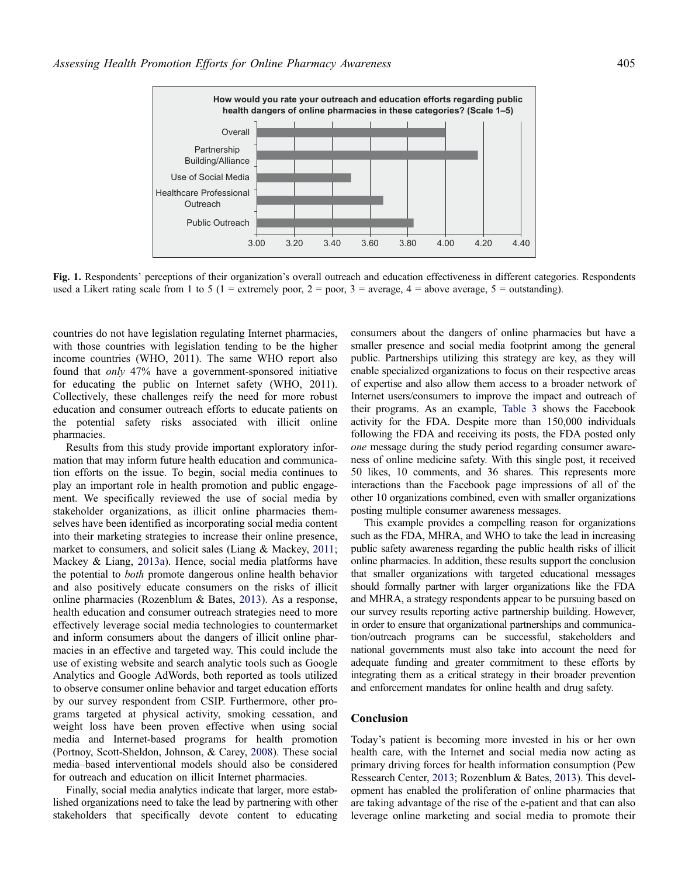**Fig. 1.** Respondents' perceptions of their organization's overall outreach and education effectiveness in different categories. Respondents used a Likert rating scale from 1 to 5 (1 = extremely poor, 2 = poor, 3 = average, 4 = above average, 5 = outstanding).

countries do not have legislation regulating Internet pharmacies, with those countries with legislation tending to be the higher income countries (WHO, 2011). The same WHO report also found that *only* 47% have a government-sponsored initiative for educating the public on Internet safety (WHO, 2011). Collectively, these challenges reify the need for more robust education and consumer outreach efforts to educate patients on the potential safety risks associated with illicit online pharmacies.

Results from this study provide important exploratory information that may inform future health education and communication efforts on the issue. To begin, social media continues to play an important role in health promotion and public engagement. We specifically reviewed the use of social media by stakeholder organizations, as illicit online pharmacies themselves have been identified as incorporating social media content into their marketing strategies to increase their online presence, market to consumers, and solicit sales (Liang & Mackey, 2011; Mackey & Liang, 2013a). Hence, social media platforms have the potential to *both* promote dangerous online health behavior and also positively educate consumers on the risks of illicit online pharmacies (Rozenblum & Bates, 2013). As a response, health education and consumer outreach strategies need to more effectively leverage social media technologies to countermarket and inform consumers about the dangers of illicit online pharmacies in an effective and targeted way. This could include the use of existing website and search analytic tools such as Google Analytics and Google AdWords, both reported as tools utilized to observe consumer online behavior and target education efforts by our survey respondent from CSIP. Furthermore, other programs targeted at physical activity, smoking cessation, and weight loss have been proven effective when using social media and Internet-based programs for health promotion (Portnoy, Scott-Sheldon, Johnson, & Carey, 2008). These social media–based interventional models should also be considered for outreach and education on illicit Internet pharmacies.

Finally, social media analytics indicate that larger, more established organizations need to take the lead by partnering with other stakeholders that specifically devote content to educating consumers about the dangers of online pharmacies but have a smaller presence and social media footprint among the general public. Partnerships utilizing this strategy are key, as they will enable specialized organizations to focus on their respective areas of expertise and also allow them access to a broader network of Internet users/consumers to improve the impact and outreach of their programs. As an example, Table 3 shows the Facebook activity for the FDA. Despite more than 150,000 individuals following the FDA and receiving its posts, the FDA posted only *one* message during the study period regarding consumer awareness of online medicine safety. With this single post, it received 50 likes, 10 comments, and 36 shares. This represents more interactions than the Facebook page impressions of all of the other 10 organizations combined, even with smaller organizations posting multiple consumer awareness messages.

This example provides a compelling reason for organizations such as the FDA, MHRA, and WHO to take the lead in increasing public safety awareness regarding the public health risks of illicit online pharmacies. In addition, these results support the conclusion that smaller organizations with targeted educational messages should formally partner with larger organizations like the FDA and MHRA, a strategy respondents appear to be pursuing based on our survey results reporting active partnership building. However, in order to ensure that organizational partnerships and communication/outreach programs can be successful, stakeholders and national governments must also take into account the need for adequate funding and greater commitment to these efforts by integrating them as a critical strategy in their broader prevention and enforcement mandates for online health and drug safety.

## Conclusion

Today's patient is becoming more invested in his or her own health care, with the Internet and social media now acting as primary driving forces for health information consumption (Pew Ressearch Center, 2013; Rozenblum & Bates, 2013). This development has enabled the proliferation of online pharmacies that are taking advantage of the rise of the e-patient and that can also leverage online marketing and social media to promote their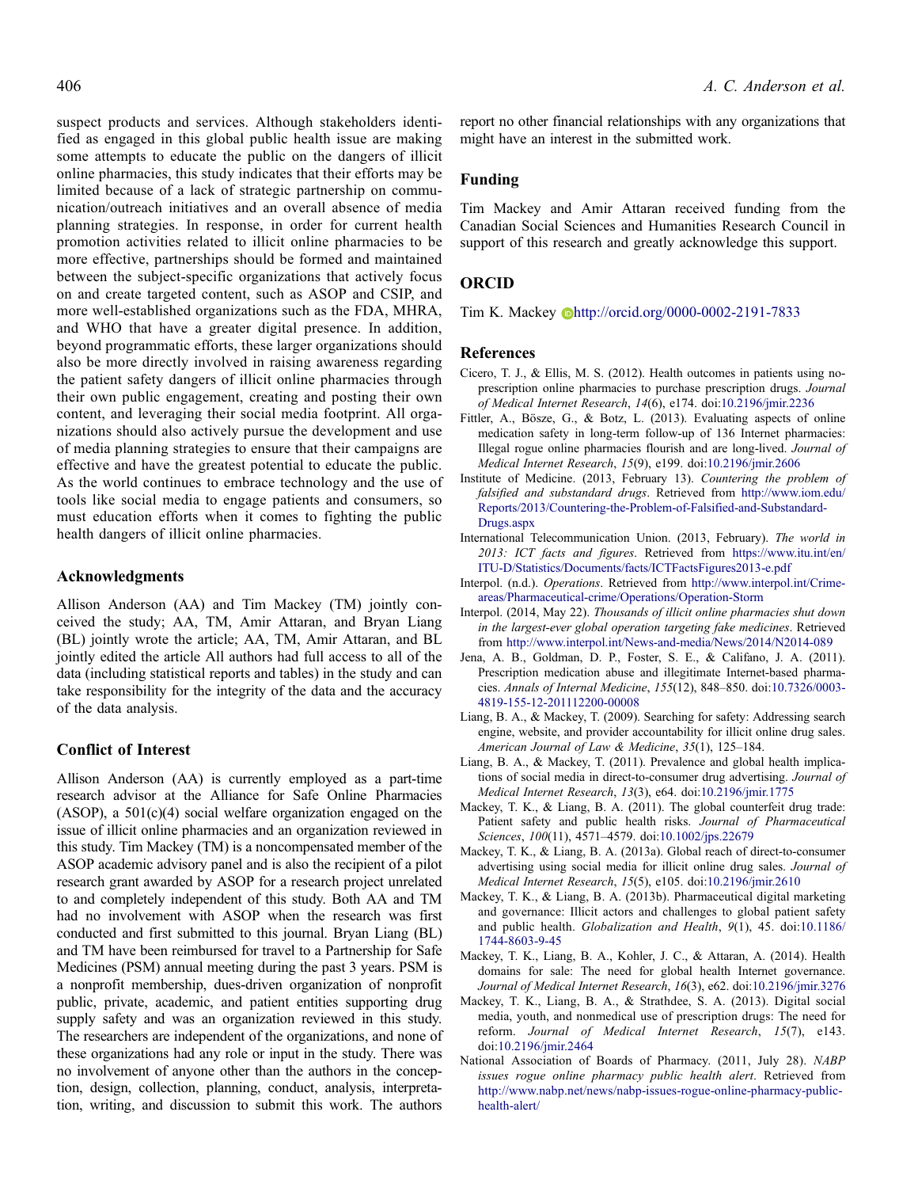suspect products and services. Although stakeholders identified as engaged in this global public health issue are making some attempts to educate the public on the dangers of illicit online pharmacies, this study indicates that their efforts may be limited because of a lack of strategic partnership on communication/outreach initiatives and an overall absence of media planning strategies. In response, in order for current health promotion activities related to illicit online pharmacies to be more effective, partnerships should be formed and maintained between the subject-specific organizations that actively focus on and create targeted content, such as ASOP and CSIP, and more well-established organizations such as the FDA, MHRA, and WHO that have a greater digital presence. In addition, beyond programmatic efforts, these larger organizations should also be more directly involved in raising awareness regarding the patient safety dangers of illicit online pharmacies through their own public engagement, creating and posting their own content, and leveraging their social media footprint. All organizations should also actively pursue the development and use of media planning strategies to ensure that their campaigns are effective and have the greatest potential to educate the public. As the world continues to embrace technology and the use of tools like social media to engage patients and consumers, so must education efforts when it comes to fighting the public health dangers of illicit online pharmacies.

## Acknowledgments

Allison Anderson (AA) and Tim Mackey (TM) jointly conceived the study; AA, TM, Amir Attaran, and Bryan Liang (BL) jointly wrote the article; AA, TM, Amir Attaran, and BL jointly edited the article All authors had full access to all of the data (including statistical reports and tables) in the study and can take responsibility for the integrity of the data and the accuracy of the data analysis.

## Conflict of Interest

Allison Anderson (AA) is currently employed as a part-time research advisor at the Alliance for Safe Online Pharmacies (ASOP), a 501(c)(4) social welfare organization engaged on the issue of illicit online pharmacies and an organization reviewed in this study. Tim Mackey (TM) is a noncompensated member of the ASOP academic advisory panel and is also the recipient of a pilot research grant awarded by ASOP for a research project unrelated to and completely independent of this study. Both AA and TM had no involvement with ASOP when the research was first conducted and first submitted to this journal. Bryan Liang (BL) and TM have been reimbursed for travel to a Partnership for Safe Medicines (PSM) annual meeting during the past 3 years. PSM is a nonprofit membership, dues-driven organization of nonprofit public, private, academic, and patient entities supporting drug supply safety and was an organization reviewed in this study. The researchers are independent of the organizations, and none of these organizations had any role or input in the study. There was no involvement of anyone other than the authors in the conception, design, collection, planning, conduct, analysis, interpretation, writing, and discussion to submit this work. The authors report no other financial relationships with any organizations that might have an interest in the submitted work.

## Funding

Tim Mackey and Amir Attaran received funding from the Canadian Social Sciences and Humanities Research Council in support of this research and greatly acknowledge this support.

## ORCID

Tim K. Mackey http://orcid.org/0000-0002-2191-7833

## References

Cicero, T. J., & Ellis, M. S. (2012). Health outcomes in patients using no-prescription online pharmacies to purchase prescription drugs. *Journal of Medical Internet Research*, *14*(6), e174. doi:10.2196/jmir.2236

Fittler, A., Bösze, G., & Botz, L. (2013). Evaluating aspects of online medication safety in long-term follow-up of 136 Internet pharmacies: Illegal rogue online pharmacies flourish and are long-lived. *Journal of Medical Internet Research*, *15*(9), e199. doi:10.2196/jmir.2606

Institute of Medicine. (2013, February 13). *Countering the problem of falsified and substandard drugs*. Retrieved from http://www.iom.edu/Reports/2013/Countering-the-Problem-of-Falsified-and-Substandard-Drugs.aspx

International Telecommunication Union. (2013, February). *The world in 2013: ICT facts and figures*. Retrieved from https://www.itu.int/en/ITU-D/Statistics/Documents/facts/ICTFactsFigures2013-e.pdf

Interpol. (n.d.). *Operations*. Retrieved from http://www.interpol.int/Crime-areas/Pharmaceutical-crime/Operations/Operation-Storm

Interpol. (2014, May 22). *Thousands of illicit online pharmacies shut down in the largest-ever global operation targeting fake medicines*. Retrieved from http://www.interpol.int/News-and-media/News/2014/N2014-089

Jena, A. B., Goldman, D. P., Foster, S. E., & Califano, J. A. (2011). Prescription medication abuse and illegitimate Internet-based pharmacies. *Annals of Internal Medicine*, *155*(12), 848–850. doi:10.7326/0003-4819-155-12-201112200-00008

Liang, B. A., & Mackey, T. (2009). Searching for safety: Addressing search engine, website, and provider accountability for illicit online drug sales. *American Journal of Law & Medicine*, *35*(1), 125–184.

Liang, B. A., & Mackey, T. (2011). Prevalence and global health implications of social media in direct-to-consumer drug advertising. *Journal of Medical Internet Research*, *13*(3), e64. doi:10.2196/jmir.1775

Mackey, T. K., & Liang, B. A. (2011). The global counterfeit drug trade: Patient safety and public health risks. *Journal of Pharmaceutical Sciences*, *100*(11), 4571–4579. doi:10.1002/jps.22679

Mackey, T. K., & Liang, B. A. (2013a). Global reach of direct-to-consumer advertising using social media for illicit online drug sales. *Journal of Medical Internet Research*, *15*(5), e105. doi:10.2196/jmir.2610

Mackey, T. K., & Liang, B. A. (2013b). Pharmaceutical digital marketing and governance: Illicit actors and challenges to global patient safety and public health. *Globalization and Health*, *9*(1), 45. doi:10.1186/1744-8603-9-45

Mackey, T. K., Liang, B. A., Kohler, J. C., & Attaran, A. (2014). Health domains for sale: The need for global health Internet governance. *Journal of Medical Internet Research*, *16*(3), e62. doi:10.2196/jmir.3276

Mackey, T. K., Liang, B. A., & Strathdee, S. A. (2013). Digital social media, youth, and nonmedical use of prescription drugs: The need for reform. *Journal of Medical Internet Research*, *15*(7), e143. doi:10.2196/jmir.2464

National Association of Boards of Pharmacy. (2011, July 28). *NABP issues rogue online pharmacy public health alert*. Retrieved from http://www.nabp.net/news/nabp-issues-rogue-online-pharmacy-public-health-alert/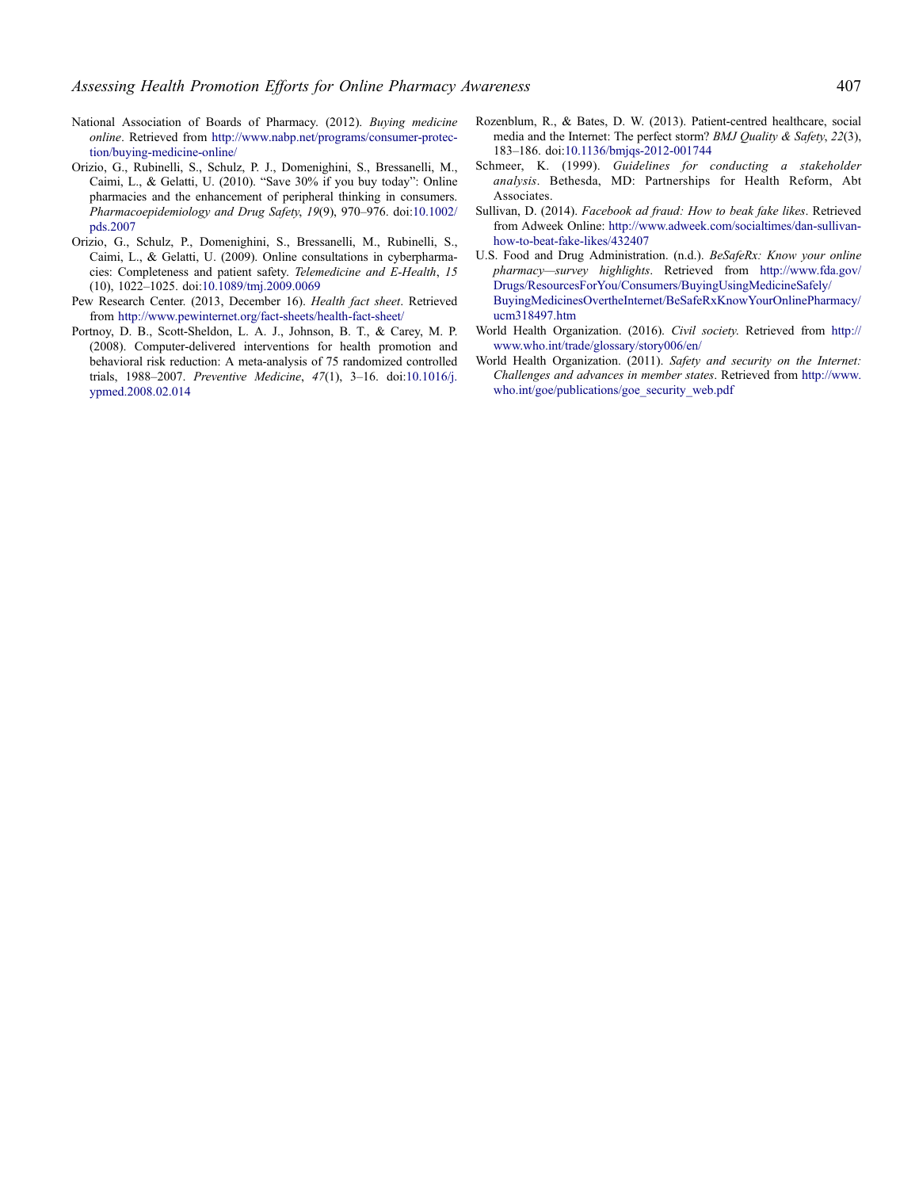National Association of Boards of Pharmacy. (2012). *Buying medicine online*. Retrieved from http://www.nabp.net/programs/consumer-protection/buying-medicine-online/

Orizio, G., Rubinelli, S., Schulz, P. J., Domenighini, S., Bressanelli, M., Caimi, L., & Gelatti, U. (2010). "Save 30% if you buy today": Online pharmacies and the enhancement of peripheral thinking in consumers. *Pharmacoepidemiology and Drug Safety*, *19*(9), 970–976. doi:10.1002/pds.2007

Orizio, G., Schulz, P., Domenighini, S., Bressanelli, M., Rubinelli, S., Caimi, L., & Gelatti, U. (2009). Online consultations in cyberpharmacies: Completeness and patient safety. *Telemedicine and E-Health*, *15*(10), 1022–1025. doi:10.1089/tmj.2009.0069

Pew Research Center. (2013, December 16). *Health fact sheet*. Retrieved from http://www.pewinternet.org/fact-sheets/health-fact-sheet/

Portnoy, D. B., Scott-Sheldon, L. A. J., Johnson, B. T., & Carey, M. P. (2008). Computer-delivered interventions for health promotion and behavioral risk reduction: A meta-analysis of 75 randomized controlled trials, 1988–2007. *Preventive Medicine*, *47*(1), 3–16. doi:10.1016/j.ypmed.2008.02.014

Rozenblum, R., & Bates, D. W. (2013). Patient-centred healthcare, social media and the Internet: The perfect storm? *BMJ Quality & Safety*, *22*(3), 183–186. doi:10.1136/bmjqs-2012-001744

Schmeer, K. (1999). *Guidelines for conducting a stakeholder analysis*. Bethesda, MD: Partnerships for Health Reform, Abt Associates.

Sullivan, D. (2014). *Facebook ad fraud: How to beak fake likes*. Retrieved from Adweek Online: http://www.adweek.com/socialtimes/dan-sullivan-how-to-beat-fake-likes/432407

U.S. Food and Drug Administration. (n.d.). *BeSafeRx: Know your online pharmacy—survey highlights*. Retrieved from http://www.fda.gov/Drugs/ResourcesForYou/Consumers/BuyingUsingMedicineSafely/BuyingMedicinesOvertheInternet/BeSafeRxKnowYourOnlinePharmacy/ucm318497.htm

World Health Organization. (2016). *Civil society*. Retrieved from http://www.who.int/trade/glossary/story006/en/

World Health Organization. (2011). *Safety and security on the Internet: Challenges and advances in member states*. Retrieved from http://www.who.int/goe/publications/goe_security_web.pdf